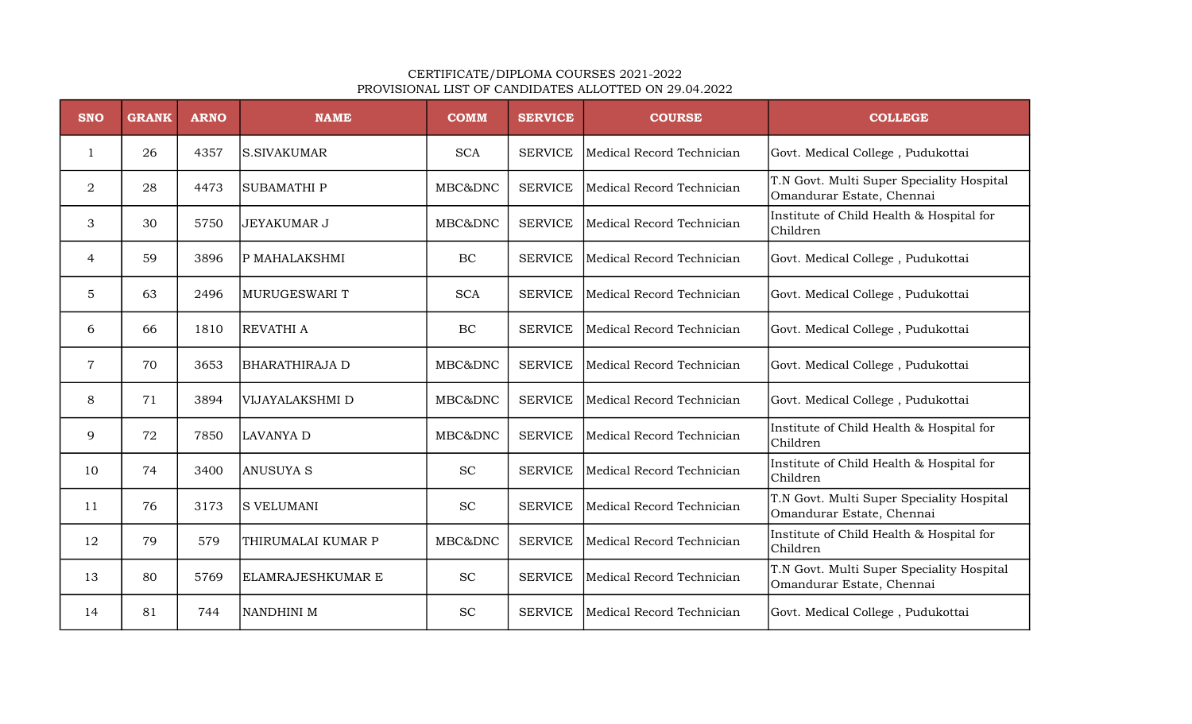CERTIFICATE/DIPLOMA COURSES 2021-2022

PROVISIONAL LIST OF CANDIDATES ALLOTTED ON 29.04.2022

| SNO | GRANK | ARNO | NAME | COMM | SERVICE | COURSE | COLLEGE |
|---|---|---|---|---|---|---|---|
| 1 | 26 | 4357 | S.SIVAKUMAR | SCA | SERVICE | Medical Record Technician | Govt. Medical College , Pudukottai |
| 2 | 28 | 4473 | SUBAMATHI P | MBC&DNC | SERVICE | Medical Record Technician | T.N Govt. Multi Super Speciality Hospital Omandurar Estate, Chennai |
| 3 | 30 | 5750 | JEYAKUMAR J | MBC&DNC | SERVICE | Medical Record Technician | Institute of Child Health & Hospital for Children |
| 4 | 59 | 3896 | P MAHALAKSHMI | BC | SERVICE | Medical Record Technician | Govt. Medical College , Pudukottai |
| 5 | 63 | 2496 | MURUGESWARI T | SCA | SERVICE | Medical Record Technician | Govt. Medical College , Pudukottai |
| 6 | 66 | 1810 | REVATHI A | BC | SERVICE | Medical Record Technician | Govt. Medical College , Pudukottai |
| 7 | 70 | 3653 | BHARATHIRAJA D | MBC&DNC | SERVICE | Medical Record Technician | Govt. Medical College , Pudukottai |
| 8 | 71 | 3894 | VIJAYALAKSHMI D | MBC&DNC | SERVICE | Medical Record Technician | Govt. Medical College , Pudukottai |
| 9 | 72 | 7850 | LAVANYA D | MBC&DNC | SERVICE | Medical Record Technician | Institute of Child Health & Hospital for Children |
| 10 | 74 | 3400 | ANUSUYA S | SC | SERVICE | Medical Record Technician | Institute of Child Health & Hospital for Children |
| 11 | 76 | 3173 | S VELUMANI | SC | SERVICE | Medical Record Technician | T.N Govt. Multi Super Speciality Hospital Omandurar Estate, Chennai |
| 12 | 79 | 579 | THIRUMALAI KUMAR P | MBC&DNC | SERVICE | Medical Record Technician | Institute of Child Health & Hospital for Children |
| 13 | 80 | 5769 | ELAMRAJESHKUMAR E | SC | SERVICE | Medical Record Technician | T.N Govt. Multi Super Speciality Hospital Omandurar Estate, Chennai |
| 14 | 81 | 744 | NANDHINI M | SC | SERVICE | Medical Record Technician | Govt. Medical College , Pudukottai |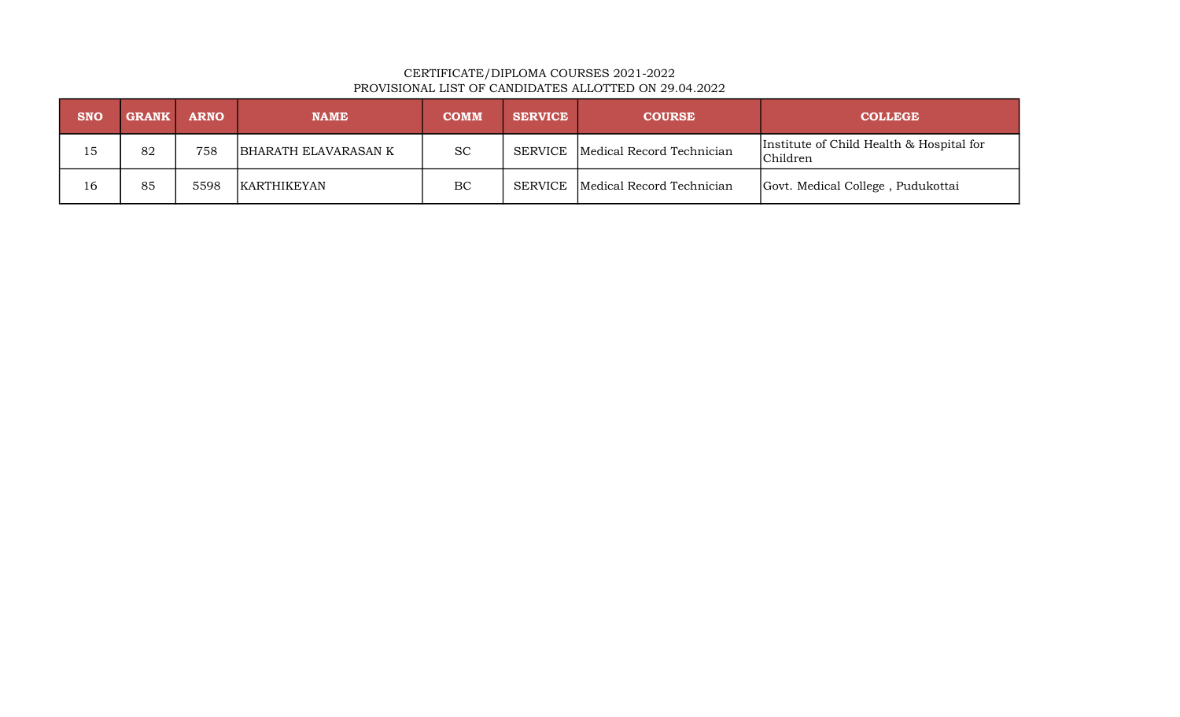CERTIFICATE/DIPLOMA COURSES 2021-2022
PROVISIONAL LIST OF CANDIDATES ALLOTTED ON 29.04.2022

| SNO | GRANK | ARNO | NAME | COMM | SERVICE | COURSE | COLLEGE |
|---|---|---|---|---|---|---|---|
| 15 | 82 | 758 | BHARATH ELAVARASAN K | SC | SERVICE | Medical Record Technician | Institute of Child Health & Hospital for Children |
| 16 | 85 | 5598 | KARTHIKEYAN | BC | SERVICE | Medical Record Technician | Govt. Medical College , Pudukottai |